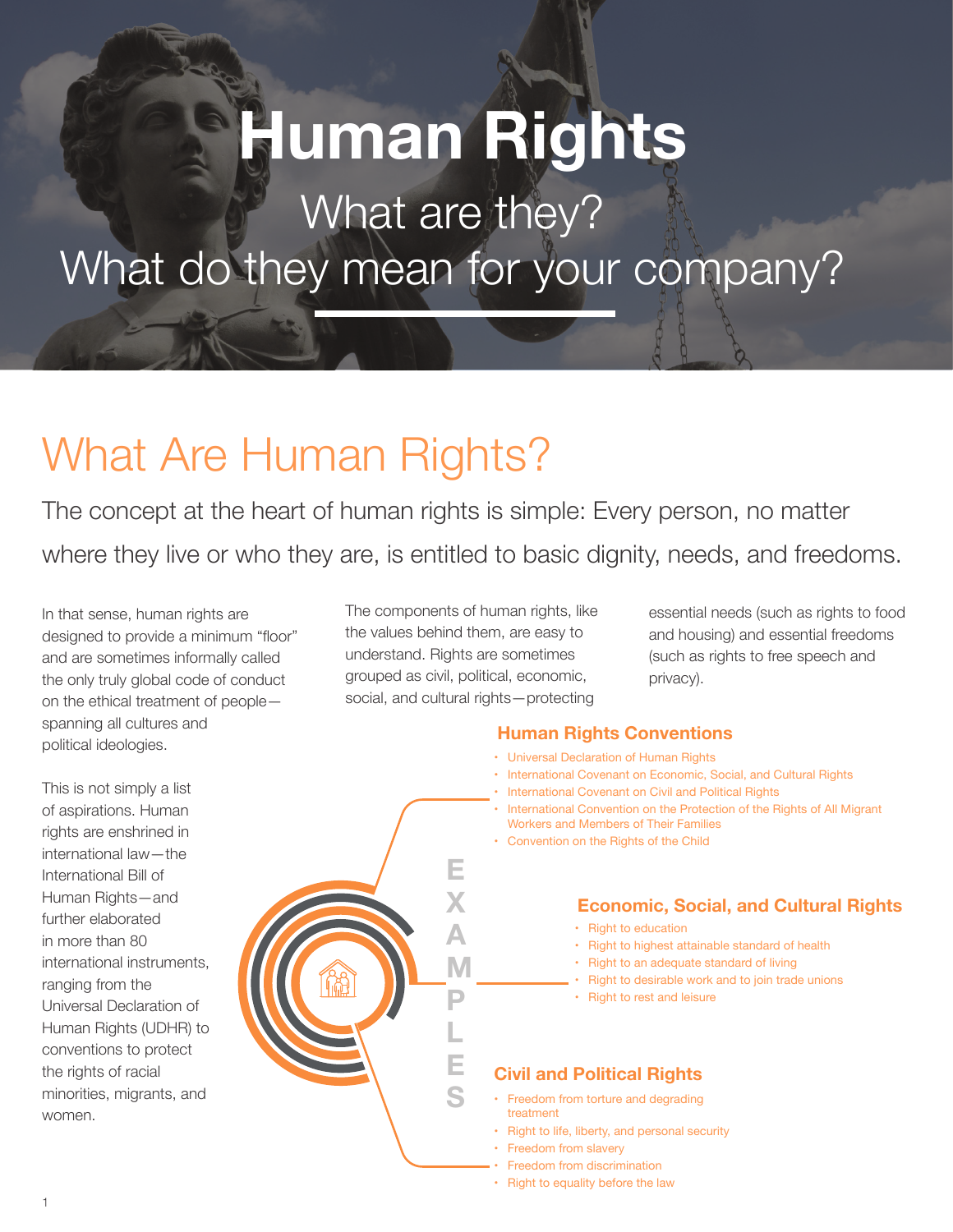# Human Rights

What are they?

What do they mean for your company?

## What Are Human Rights?

The concept at the heart of human rights is simple: Every person, no matter where they live or who they are, is entitled to basic dignity, needs, and freedoms.

In that sense, human rights are designed to provide a minimum "floor" and are sometimes informally called the only truly global code of conduct on the ethical treatment of people—spanning all cultures and political ideologies.

This is not simply a list of aspirations. Human rights are enshrined in international law—the International Bill of Human Rights—and further elaborated in more than 80 international instruments, ranging from the Universal Declaration of Human Rights (UDHR) to conventions to protect the rights of racial minorities, migrants, and women.

The components of human rights, like the values behind them, are easy to understand. Rights are sometimes grouped as civil, political, economic, social, and cultural rights—protecting essential needs (such as rights to food and housing) and essential freedoms (such as rights to free speech and privacy).

EXAMPLES

### Human Rights Conventions

- Universal Declaration of Human Rights
- International Covenant on Economic, Social, and Cultural Rights
- International Covenant on Civil and Political Rights
- International Convention on the Protection of the Rights of All Migrant Workers and Members of Their Families
- Convention on the Rights of the Child

### Economic, Social, and Cultural Rights

- Right to education
- Right to highest attainable standard of health
- Right to an adequate standard of living
- Right to desirable work and to join trade unions
- Right to rest and leisure

### Civil and Political Rights

- Freedom from torture and degrading treatment
- Right to life, liberty, and personal security
- Freedom from slavery
- Freedom from discrimination
- Right to equality before the law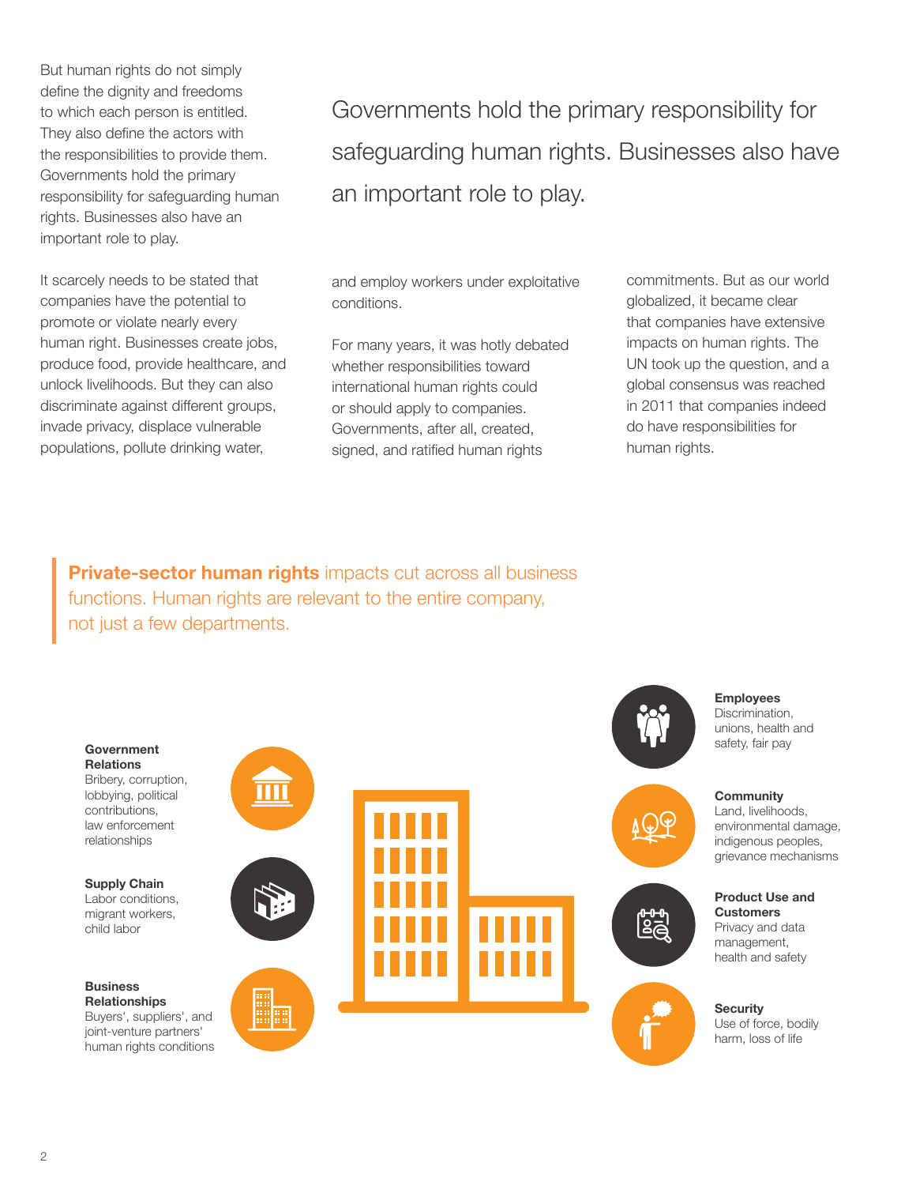But human rights do not simply define the dignity and freedoms to which each person is entitled. They also define the actors with the responsibilities to provide them. Governments hold the primary responsibility for safeguarding human rights. Businesses also have an important role to play.

> Governments hold the primary responsibility for safeguarding human rights. Businesses also have an important role to play.

It scarcely needs to be stated that companies have the potential to promote or violate nearly every human right. Businesses create jobs, produce food, provide healthcare, and unlock livelihoods. But they can also discriminate against different groups, invade privacy, displace vulnerable populations, pollute drinking water, and employ workers under exploitative conditions.

For many years, it was hotly debated whether responsibilities toward international human rights could or should apply to companies. Governments, after all, created, signed, and ratified human rights commitments. But as our world globalized, it became clear that companies have extensive impacts on human rights. The UN took up the question, and a global consensus was reached in 2011 that companies indeed do have responsibilities for human rights.

> **Private-sector human rights** impacts cut across all business functions. Human rights are relevant to the entire company, not just a few departments.

**Government Relations**
Bribery, corruption, lobbying, political contributions, law enforcement relationships

**Supply Chain**
Labor conditions, migrant workers, child labor

**Business Relationships**
Buyers', suppliers', and joint-venture partners' human rights conditions

**Employees**
Discrimination, unions, health and safety, fair pay

**Community**
Land, livelihoods, environmental damage, indigenous peoples, grievance mechanisms

**Product Use and Customers**
Privacy and data management, health and safety

**Security**
Use of force, bodily harm, loss of life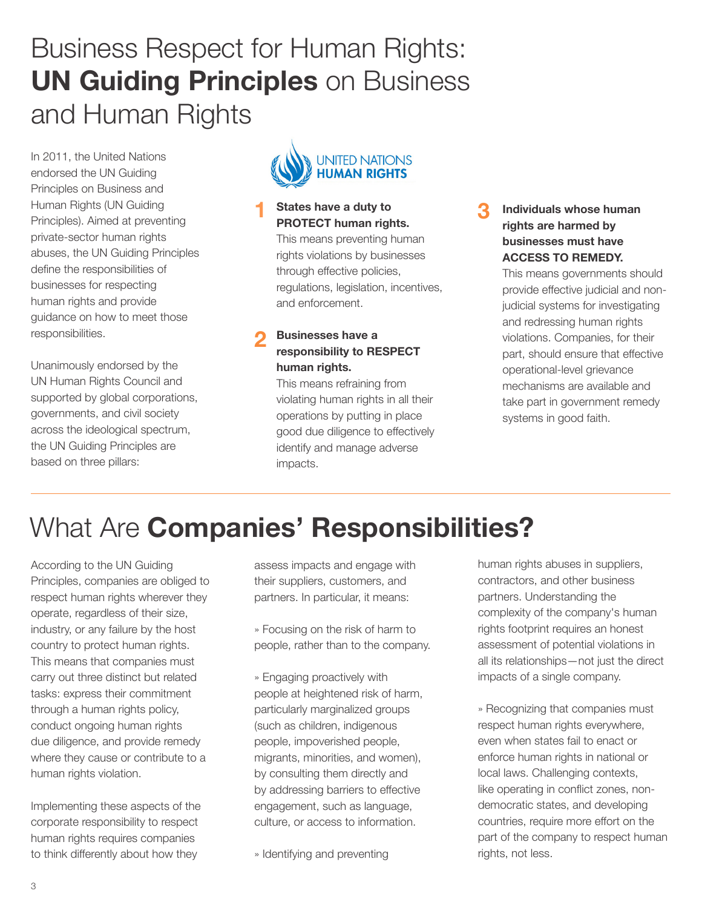# Business Respect for Human Rights: **UN Guiding Principles** on Business and Human Rights

In 2011, the United Nations endorsed the UN Guiding Principles on Business and Human Rights (UN Guiding Principles). Aimed at preventing private-sector human rights abuses, the UN Guiding Principles define the responsibilities of businesses for respecting human rights and provide guidance on how to meet those responsibilities.

Unanimously endorsed by the UN Human Rights Council and supported by global corporations, governments, and civil society across the ideological spectrum, the UN Guiding Principles are based on three pillars:

UNITED NATIONS HUMAN RIGHTS

1. **States have a duty to PROTECT human rights.** This means preventing human rights violations by businesses through effective policies, regulations, legislation, incentives, and enforcement.

2. **Businesses have a responsibility to RESPECT human rights.** This means refraining from violating human rights in all their operations by putting in place good due diligence to effectively identify and manage adverse impacts.

3. **Individuals whose human rights are harmed by businesses must have ACCESS TO REMEDY.** This means governments should provide effective judicial and non-judicial systems for investigating and redressing human rights violations. Companies, for their part, should ensure that effective operational-level grievance mechanisms are available and take part in government remedy systems in good faith.

# What Are **Companies' Responsibilities?**

According to the UN Guiding Principles, companies are obliged to respect human rights wherever they operate, regardless of their size, industry, or any failure by the host country to protect human rights. This means that companies must carry out three distinct but related tasks: express their commitment through a human rights policy, conduct ongoing human rights due diligence, and provide remedy where they cause or contribute to a human rights violation.

Implementing these aspects of the corporate responsibility to respect human rights requires companies to think differently about how they assess impacts and engage with their suppliers, customers, and partners. In particular, it means:

» Focusing on the risk of harm to people, rather than to the company.

» Engaging proactively with people at heightened risk of harm, particularly marginalized groups (such as children, indigenous people, impoverished people, migrants, minorities, and women), by consulting them directly and by addressing barriers to effective engagement, such as language, culture, or access to information.

» Identifying and preventing human rights abuses in suppliers, contractors, and other business partners. Understanding the complexity of the company's human rights footprint requires an honest assessment of potential violations in all its relationships—not just the direct impacts of a single company.

» Recognizing that companies must respect human rights everywhere, even when states fail to enact or enforce human rights in national or local laws. Challenging contexts, like operating in conflict zones, non-democratic states, and developing countries, require more effort on the part of the company to respect human rights, not less.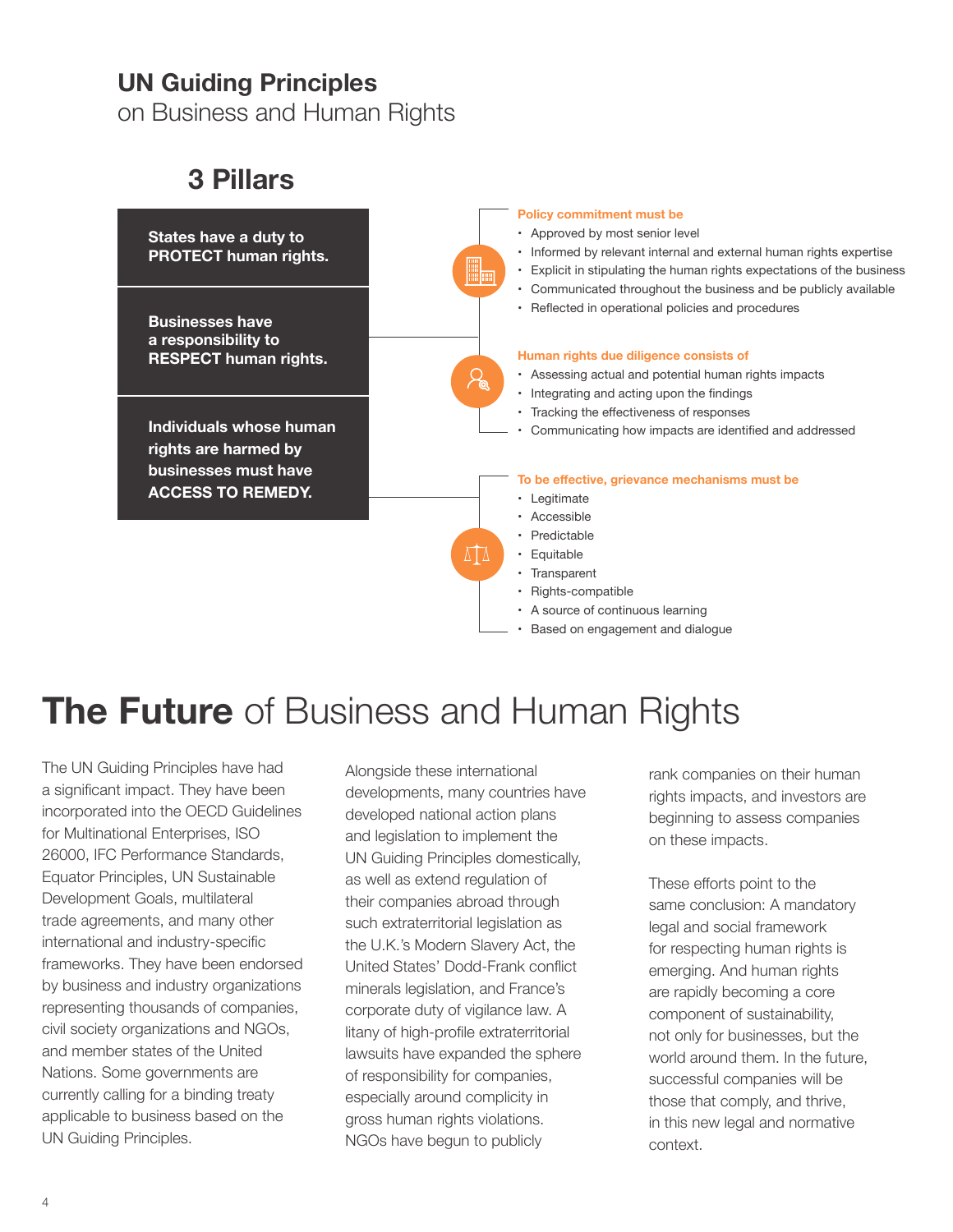## UN Guiding Principles on Business and Human Rights

### 3 Pillars

**States have a duty to PROTECT human rights.**

**Businesses have a responsibility to RESPECT human rights.**

**Individuals whose human rights are harmed by businesses must have ACCESS TO REMEDY.**

**Policy commitment must be**

- Approved by most senior level
- Informed by relevant internal and external human rights expertise
- Explicit in stipulating the human rights expectations of the business
- Communicated throughout the business and be publicly available
- Reflected in operational policies and procedures

**Human rights due diligence consists of**

- Assessing actual and potential human rights impacts
- Integrating and acting upon the findings
- Tracking the effectiveness of responses
- Communicating how impacts are identified and addressed

**To be effective, grievance mechanisms must be**

- Legitimate
- Accessible
- Predictable
- Equitable
- Transparent
- Rights-compatible
- A source of continuous learning
- Based on engagement and dialogue

# **The Future** of Business and Human Rights

The UN Guiding Principles have had a significant impact. They have been incorporated into the OECD Guidelines for Multinational Enterprises, ISO 26000, IFC Performance Standards, Equator Principles, UN Sustainable Development Goals, multilateral trade agreements, and many other international and industry-specific frameworks. They have been endorsed by business and industry organizations representing thousands of companies, civil society organizations and NGOs, and member states of the United Nations. Some governments are currently calling for a binding treaty applicable to business based on the UN Guiding Principles.

Alongside these international developments, many countries have developed national action plans and legislation to implement the UN Guiding Principles domestically, as well as extend regulation of their companies abroad through such extraterritorial legislation as the U.K.'s Modern Slavery Act, the United States' Dodd-Frank conflict minerals legislation, and France's corporate duty of vigilance law. A litany of high-profile extraterritorial lawsuits have expanded the sphere of responsibility for companies, especially around complicity in gross human rights violations. NGOs have begun to publicly rank companies on their human rights impacts, and investors are beginning to assess companies on these impacts.

These efforts point to the same conclusion: A mandatory legal and social framework for respecting human rights is emerging. And human rights are rapidly becoming a core component of sustainability, not only for businesses, but the world around them. In the future, successful companies will be those that comply, and thrive, in this new legal and normative context.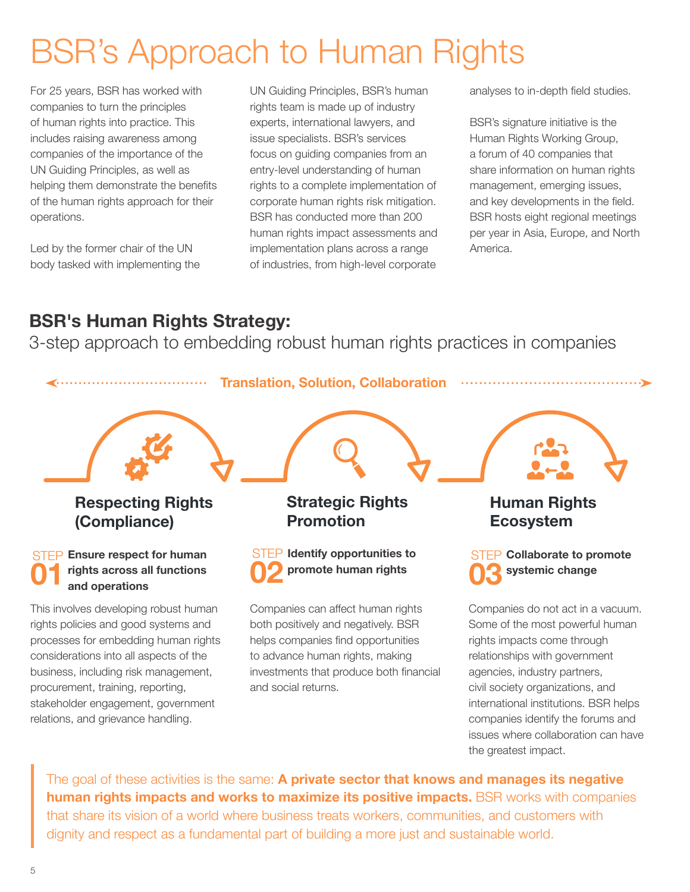# BSR's Approach to Human Rights

For 25 years, BSR has worked with companies to turn the principles of human rights into practice. This includes raising awareness among companies of the importance of the UN Guiding Principles, as well as helping them demonstrate the benefits of the human rights approach for their operations.

Led by the former chair of the UN body tasked with implementing the UN Guiding Principles, BSR's human rights team is made up of industry experts, international lawyers, and issue specialists. BSR's services focus on guiding companies from an entry-level understanding of human rights to a complete implementation of corporate human rights risk mitigation. BSR has conducted more than 200 human rights impact assessments and implementation plans across a range of industries, from high-level corporate analyses to in-depth field studies.

BSR's signature initiative is the Human Rights Working Group, a forum of 40 companies that share information on human rights management, emerging issues, and key developments in the field. BSR hosts eight regional meetings per year in Asia, Europe, and North America.

## BSR's Human Rights Strategy:

3-step approach to embedding robust human rights practices in companies

**Translation, Solution, Collaboration**

### Respecting Rights (Compliance)

STEP 01 **Ensure respect for human rights across all functions and operations**

This involves developing robust human rights policies and good systems and processes for embedding human rights considerations into all aspects of the business, including risk management, procurement, training, reporting, stakeholder engagement, government relations, and grievance handling.

### Strategic Rights Promotion

STEP 02 **Identify opportunities to promote human rights**

Companies can affect human rights both positively and negatively. BSR helps companies find opportunities to advance human rights, making investments that produce both financial and social returns.

### Human Rights Ecosystem

STEP 03 **Collaborate to promote systemic change**

Companies do not act in a vacuum. Some of the most powerful human rights impacts come through relationships with government agencies, industry partners, civil society organizations, and international institutions. BSR helps companies identify the forums and issues where collaboration can have the greatest impact.

The goal of these activities is the same: **A private sector that knows and manages its negative human rights impacts and works to maximize its positive impacts.** BSR works with companies that share its vision of a world where business treats workers, communities, and customers with dignity and respect as a fundamental part of building a more just and sustainable world.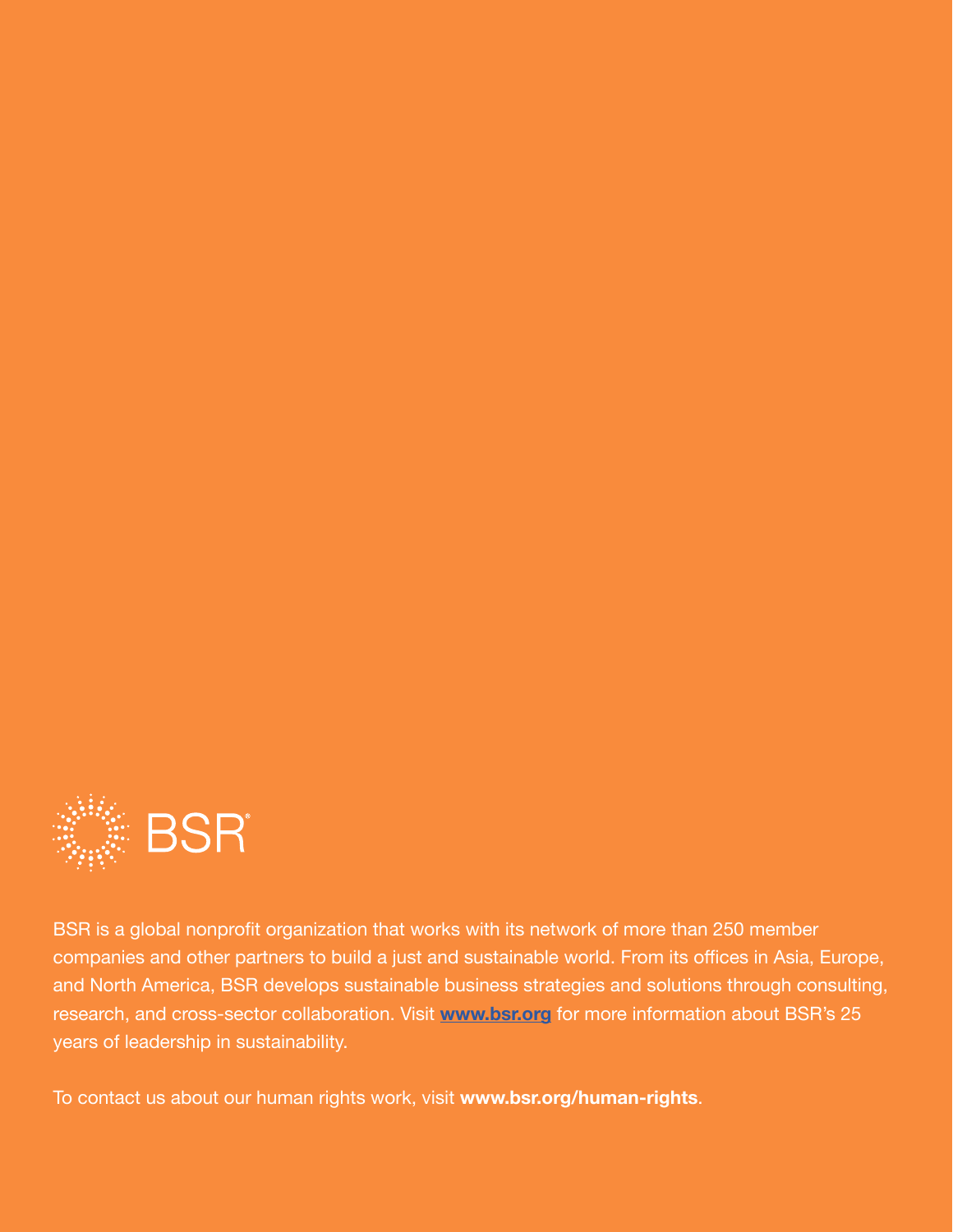BSR®

BSR is a global nonprofit organization that works with its network of more than 250 member companies and other partners to build a just and sustainable world. From its offices in Asia, Europe, and North America, BSR develops sustainable business strategies and solutions through consulting, research, and cross-sector collaboration. Visit **www.bsr.org** for more information about BSR's 25 years of leadership in sustainability.

To contact us about our human rights work, visit **www.bsr.org/human-rights**.